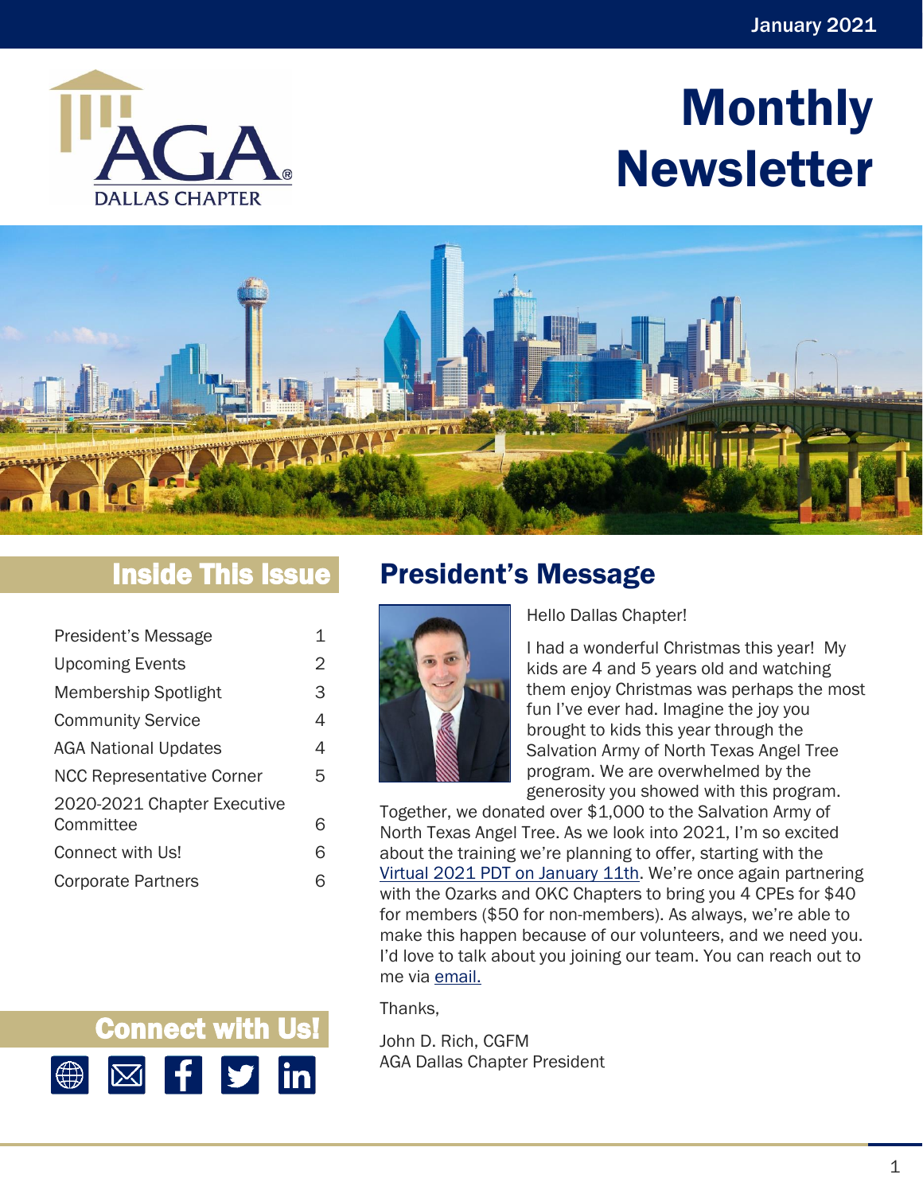January 2021

AGA DALLAS CHAPTER

# Monthly Newsletter

## Inside This Issue

| | |
|---|---|
| President's Message | 1 |
| Upcoming Events | 2 |
| Membership Spotlight | 3 |
| Community Service | 4 |
| AGA National Updates | 4 |
| NCC Representative Corner | 5 |
| 2020-2021 Chapter Executive Committee | 6 |
| Connect with Us! | 6 |
| Corporate Partners | 6 |

## President's Message

Hello Dallas Chapter!

I had a wonderful Christmas this year! My kids are 4 and 5 years old and watching them enjoy Christmas was perhaps the most fun I've ever had. Imagine the joy you brought to kids this year through the Salvation Army of North Texas Angel Tree program. We are overwhelmed by the generosity you showed with this program. Together, we donated over $1,000 to the Salvation Army of North Texas Angel Tree. As we look into 2021, I'm so excited about the training we're planning to offer, starting with the Virtual 2021 PDT on January 11th. We're once again partnering with the Ozarks and OKC Chapters to bring you 4 CPEs for $40 for members ($50 for non-members). As always, we're able to make this happen because of our volunteers, and we need you. I'd love to talk about you joining our team. You can reach out to me via email.

Thanks,

John D. Rich, CGFM
AGA Dallas Chapter President

## Connect with Us!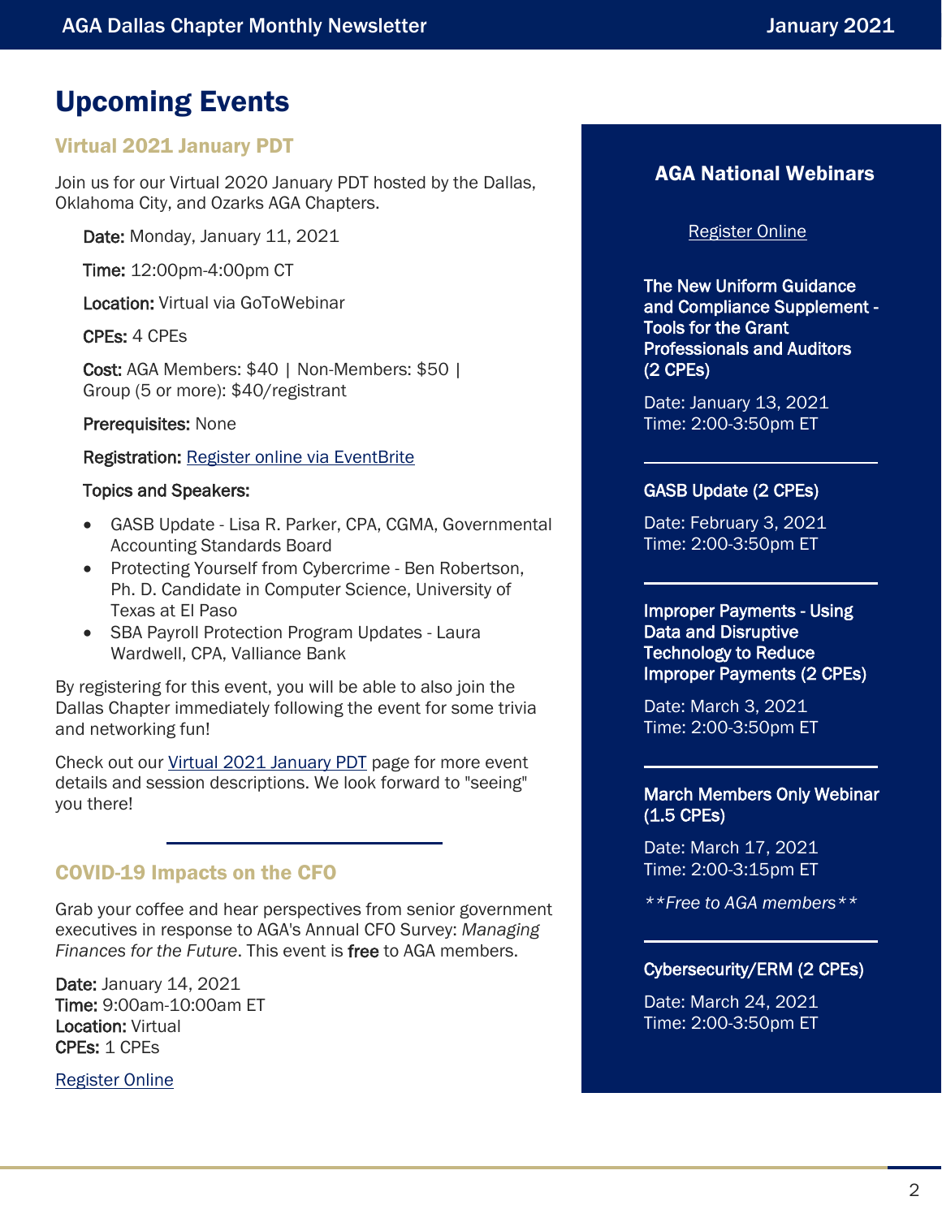# Upcoming Events

## Virtual 2021 January PDT

Join us for our Virtual 2020 January PDT hosted by the Dallas, Oklahoma City, and Ozarks AGA Chapters.

**Date:** Monday, January 11, 2021

**Time:** 12:00pm-4:00pm CT

**Location:** Virtual via GoToWebinar

**CPEs:** 4 CPEs

**Cost:** AGA Members: $40 | Non-Members: $50 | Group (5 or more): $40/registrant

**Prerequisites:** None

**Registration:** Register online via EventBrite

**Topics and Speakers:**

- GASB Update - Lisa R. Parker, CPA, CGMA, Governmental Accounting Standards Board
- Protecting Yourself from Cybercrime - Ben Robertson, Ph. D. Candidate in Computer Science, University of Texas at El Paso
- SBA Payroll Protection Program Updates - Laura Wardwell, CPA, Valliance Bank

By registering for this event, you will be able to also join the Dallas Chapter immediately following the event for some trivia and networking fun!

Check out our Virtual 2021 January PDT page for more event details and session descriptions. We look forward to "seeing" you there!

## COVID-19 Impacts on the CFO

Grab your coffee and hear perspectives from senior government executives in response to AGA's Annual CFO Survey: *Managing Finances for the Future*. This event is **free** to AGA members.

**Date:** January 14, 2021
**Time:** 9:00am-10:00am ET
**Location:** Virtual
**CPEs:** 1 CPEs

Register Online

## AGA National Webinars

Register Online

**The New Uniform Guidance and Compliance Supplement - Tools for the Grant Professionals and Auditors (2 CPEs)**

Date: January 13, 2021
Time: 2:00-3:50pm ET

**GASB Update (2 CPEs)**

Date: February 3, 2021
Time: 2:00-3:50pm ET

**Improper Payments - Using Data and Disruptive Technology to Reduce Improper Payments (2 CPEs)**

Date: March 3, 2021
Time: 2:00-3:50pm ET

**March Members Only Webinar (1.5 CPEs)**

Date: March 17, 2021
Time: 2:00-3:15pm ET

*\*\*Free to AGA members\*\**

**Cybersecurity/ERM (2 CPEs)**

Date: March 24, 2021
Time: 2:00-3:50pm ET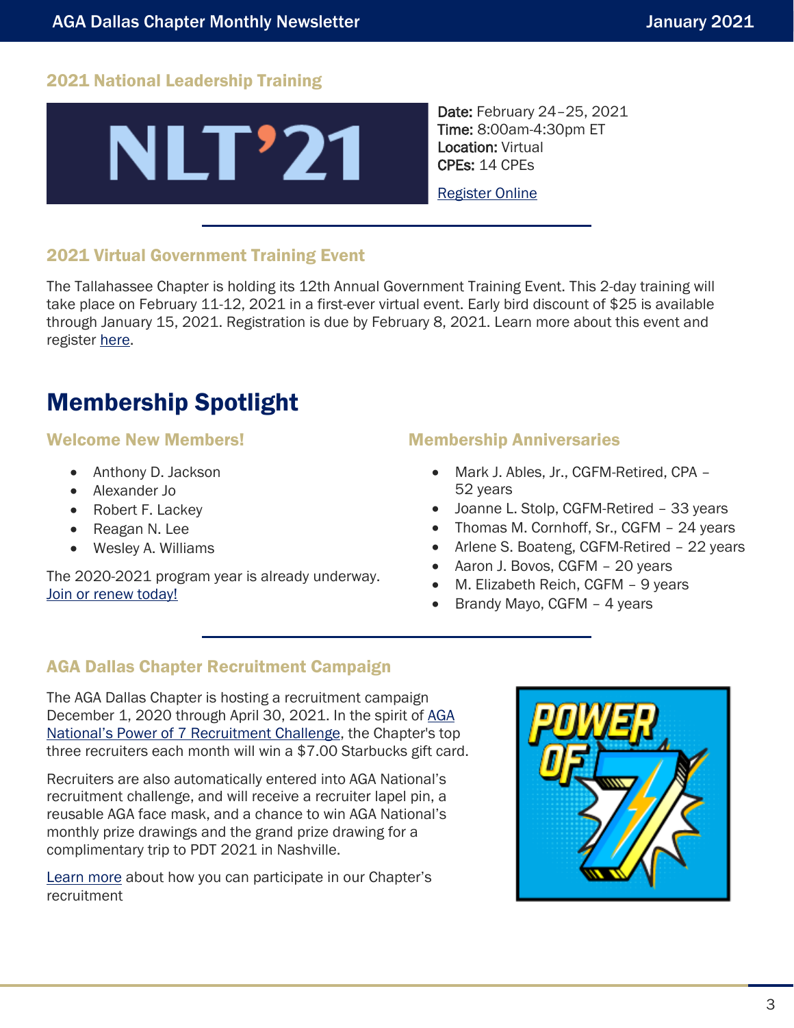## 2021 National Leadership Training

**Date:** February 24–25, 2021
**Time:** 8:00am-4:30pm ET
**Location:** Virtual
**CPEs:** 14 CPEs

Register Online

## 2021 Virtual Government Training Event

The Tallahassee Chapter is holding its 12th Annual Government Training Event. This 2-day training will take place on February 11-12, 2021 in a first-ever virtual event. Early bird discount of $25 is available through January 15, 2021. Registration is due by February 8, 2021. Learn more about this event and register here.

# Membership Spotlight

## Welcome New Members!

- Anthony D. Jackson
- Alexander Jo
- Robert F. Lackey
- Reagan N. Lee
- Wesley A. Williams

The 2020-2021 program year is already underway. Join or renew today!

## Membership Anniversaries

- Mark J. Ables, Jr., CGFM-Retired, CPA – 52 years
- Joanne L. Stolp, CGFM-Retired – 33 years
- Thomas M. Cornhoff, Sr., CGFM – 24 years
- Arlene S. Boateng, CGFM-Retired – 22 years
- Aaron J. Bovos, CGFM – 20 years
- M. Elizabeth Reich, CGFM – 9 years
- Brandy Mayo, CGFM – 4 years

## AGA Dallas Chapter Recruitment Campaign

The AGA Dallas Chapter is hosting a recruitment campaign December 1, 2020 through April 30, 2021. In the spirit of AGA National's Power of 7 Recruitment Challenge, the Chapter's top three recruiters each month will win a $7.00 Starbucks gift card.

Recruiters are also automatically entered into AGA National's recruitment challenge, and will receive a recruiter lapel pin, a reusable AGA face mask, and a chance to win AGA National's monthly prize drawings and the grand prize drawing for a complimentary trip to PDT 2021 in Nashville.

Learn more about how you can participate in our Chapter's recruitment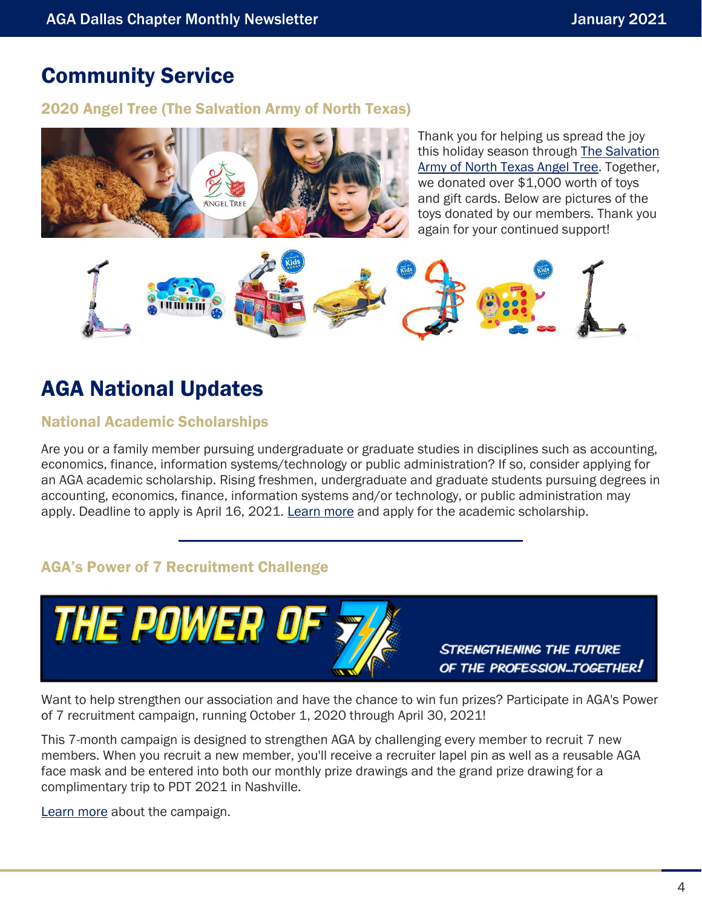# Community Service

### 2020 Angel Tree (The Salvation Army of North Texas)

Thank you for helping us spread the joy this holiday season through The Salvation Army of North Texas Angel Tree. Together, we donated over $1,000 worth of toys and gift cards. Below are pictures of the toys donated by our members. Thank you again for your continued support!

# AGA National Updates

### National Academic Scholarships

Are you or a family member pursuing undergraduate or graduate studies in disciplines such as accounting, economics, finance, information systems/technology or public administration? If so, consider applying for an AGA academic scholarship. Rising freshmen, undergraduate and graduate students pursuing degrees in accounting, economics, finance, information systems and/or technology, or public administration may apply. Deadline to apply is April 16, 2021. Learn more and apply for the academic scholarship.

---

### AGA's Power of 7 Recruitment Challenge

Want to help strengthen our association and have the chance to win fun prizes? Participate in AGA's Power of 7 recruitment campaign, running October 1, 2020 through April 30, 2021!

This 7-month campaign is designed to strengthen AGA by challenging every member to recruit 7 new members. When you recruit a new member, you'll receive a recruiter lapel pin as well as a reusable AGA face mask and be entered into both our monthly prize drawings and the grand prize drawing for a complimentary trip to PDT 2021 in Nashville.

Learn more about the campaign.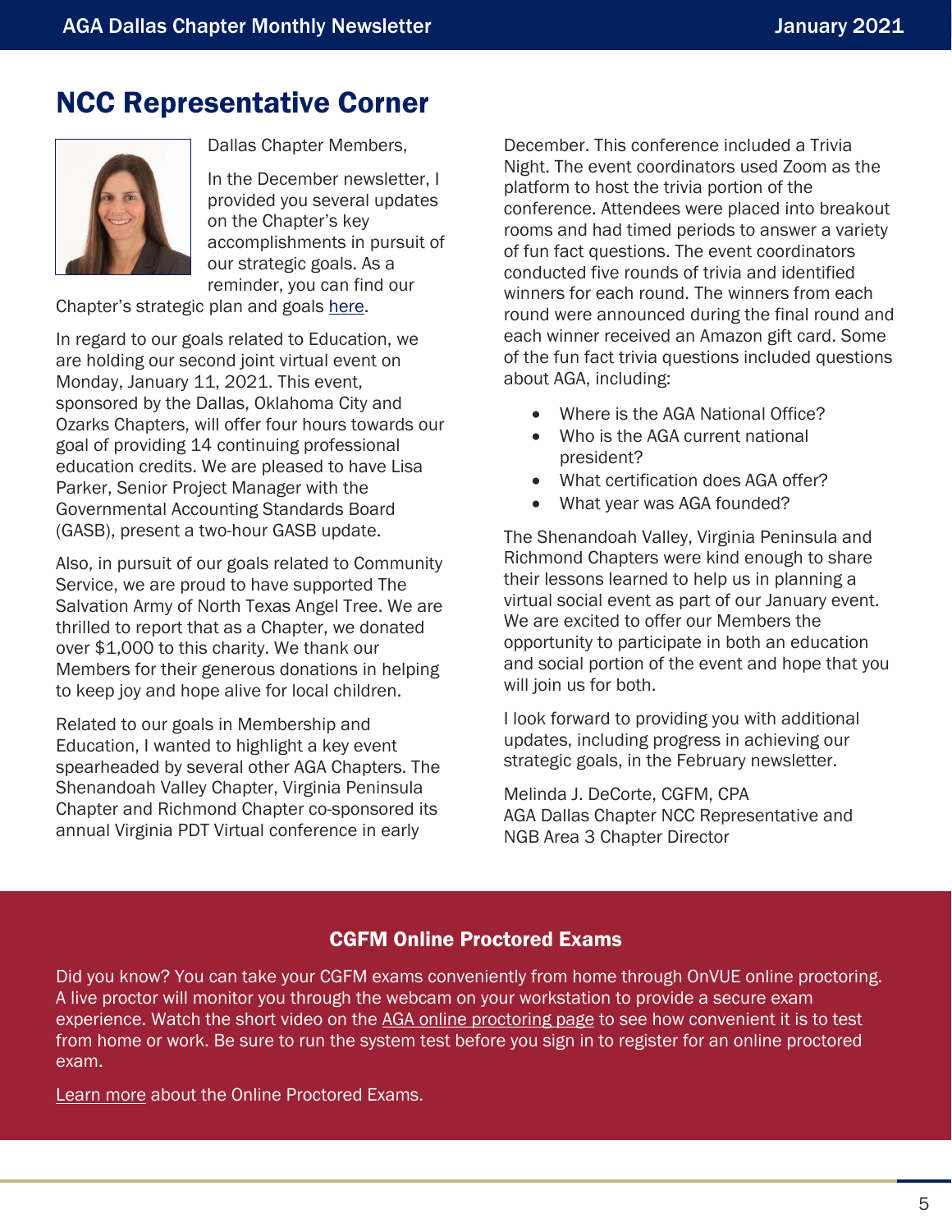## NCC Representative Corner

Dallas Chapter Members,

In the December newsletter, I provided you several updates on the Chapter's key accomplishments in pursuit of our strategic goals. As a reminder, you can find our Chapter's strategic plan and goals here.

In regard to our goals related to Education, we are holding our second joint virtual event on Monday, January 11, 2021. This event, sponsored by the Dallas, Oklahoma City and Ozarks Chapters, will offer four hours towards our goal of providing 14 continuing professional education credits. We are pleased to have Lisa Parker, Senior Project Manager with the Governmental Accounting Standards Board (GASB), present a two-hour GASB update.

Also, in pursuit of our goals related to Community Service, we are proud to have supported The Salvation Army of North Texas Angel Tree. We are thrilled to report that as a Chapter, we donated over $1,000 to this charity. We thank our Members for their generous donations in helping to keep joy and hope alive for local children.

Related to our goals in Membership and Education, I wanted to highlight a key event spearheaded by several other AGA Chapters. The Shenandoah Valley Chapter, Virginia Peninsula Chapter and Richmond Chapter co-sponsored its annual Virginia PDT Virtual conference in early December. This conference included a Trivia Night. The event coordinators used Zoom as the platform to host the trivia portion of the conference. Attendees were placed into breakout rooms and had timed periods to answer a variety of fun fact questions. The event coordinators conducted five rounds of trivia and identified winners for each round. The winners from each round were announced during the final round and each winner received an Amazon gift card. Some of the fun fact trivia questions included questions about AGA, including:

- Where is the AGA National Office?
- Who is the AGA current national president?
- What certification does AGA offer?
- What year was AGA founded?

The Shenandoah Valley, Virginia Peninsula and Richmond Chapters were kind enough to share their lessons learned to help us in planning a virtual social event as part of our January event. We are excited to offer our Members the opportunity to participate in both an education and social portion of the event and hope that you will join us for both.

I look forward to providing you with additional updates, including progress in achieving our strategic goals, in the February newsletter.

Melinda J. DeCorte, CGFM, CPA
AGA Dallas Chapter NCC Representative and
NGB Area 3 Chapter Director

### CGFM Online Proctored Exams

Did you know? You can take your CGFM exams conveniently from home through OnVUE online proctoring. A live proctor will monitor you through the webcam on your workstation to provide a secure exam experience. Watch the short video on the AGA online proctoring page to see how convenient it is to test from home or work. Be sure to run the system test before you sign in to register for an online proctored exam.

Learn more about the Online Proctored Exams.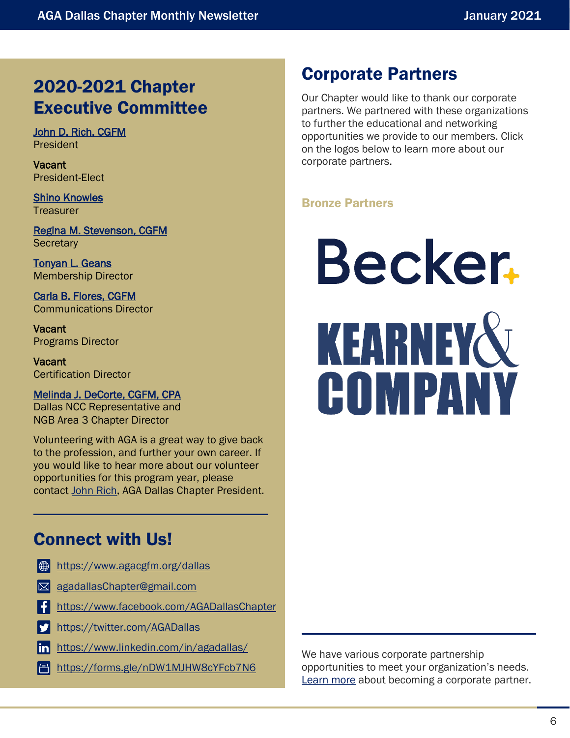## 2020-2021 Chapter Executive Committee

John D. Rich, CGFM
President

Vacant
President-Elect

Shino Knowles
Treasurer

Regina M. Stevenson, CGFM
Secretary

Tonyan L. Geans
Membership Director

Carla B. Flores, CGFM
Communications Director

Vacant
Programs Director

Vacant
Certification Director

Melinda J. DeCorte, CGFM, CPA
Dallas NCC Representative and
NGB Area 3 Chapter Director

Volunteering with AGA is a great way to give back to the profession, and further your own career. If you would like to hear more about our volunteer opportunities for this program year, please contact John Rich, AGA Dallas Chapter President.

## Connect with Us!

- https://www.agacgfm.org/dallas
- agadallasChapter@gmail.com
- https://www.facebook.com/AGADallasChapter
- https://twitter.com/AGADallas
- https://www.linkedin.com/in/agadallas/
- https://forms.gle/nDW1MJHW8cYFcb7N6

## Corporate Partners

Our Chapter would like to thank our corporate partners. We partnered with these organizations to further the educational and networking opportunities we provide to our members. Click on the logos below to learn more about our corporate partners.

### Bronze Partners

Becker

KEARNEY & COMPANY

We have various corporate partnership opportunities to meet your organization's needs. Learn more about becoming a corporate partner.